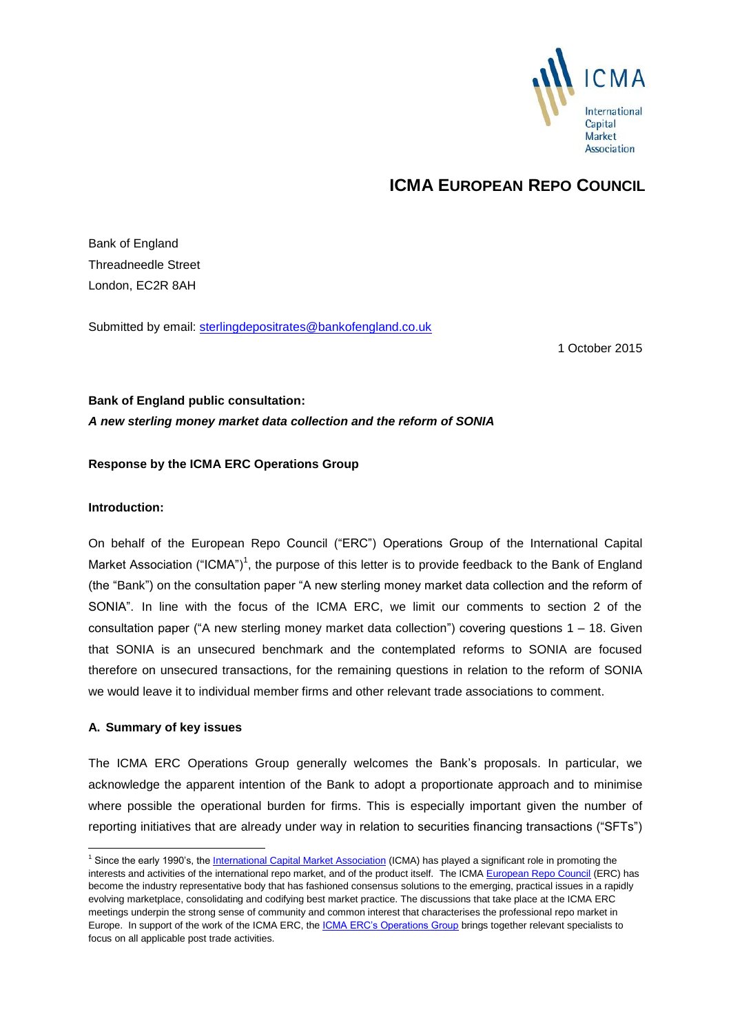# ICMA EUROPEAN REPO COUNCIL

Bank of England
Threadneedle Street
London, EC2R 8AH

Submitted by email: sterlingdepositrates@bankofengland.co.uk

1 October 2015

**Bank of England public consultation:**
***A new sterling money market data collection and the reform of SONIA***

**Response by the ICMA ERC Operations Group**

**Introduction:**

On behalf of the European Repo Council ("ERC") Operations Group of the International Capital Market Association ("ICMA")[1], the purpose of this letter is to provide feedback to the Bank of England (the "Bank") on the consultation paper "A new sterling money market data collection and the reform of SONIA". In line with the focus of the ICMA ERC, we limit our comments to section 2 of the consultation paper ("A new sterling money market data collection") covering questions 1 – 18. Given that SONIA is an unsecured benchmark and the contemplated reforms to SONIA are focused therefore on unsecured transactions, for the remaining questions in relation to the reform of SONIA we would leave it to individual member firms and other relevant trade associations to comment.

**A. Summary of key issues**

The ICMA ERC Operations Group generally welcomes the Bank's proposals. In particular, we acknowledge the apparent intention of the Bank to adopt a proportionate approach and to minimise where possible the operational burden for firms. This is especially important given the number of reporting initiatives that are already under way in relation to securities financing transactions ("SFTs")

---

[1] Since the early 1990's, the International Capital Market Association (ICMA) has played a significant role in promoting the interests and activities of the international repo market, and of the product itself. The ICMA European Repo Council (ERC) has become the industry representative body that has fashioned consensus solutions to the emerging, practical issues in a rapidly evolving marketplace, consolidating and codifying best market practice. The discussions that take place at the ICMA ERC meetings underpin the strong sense of community and common interest that characterises the professional repo market in Europe. In support of the work of the ICMA ERC, the ICMA ERC's Operations Group brings together relevant specialists to focus on all applicable post trade activities.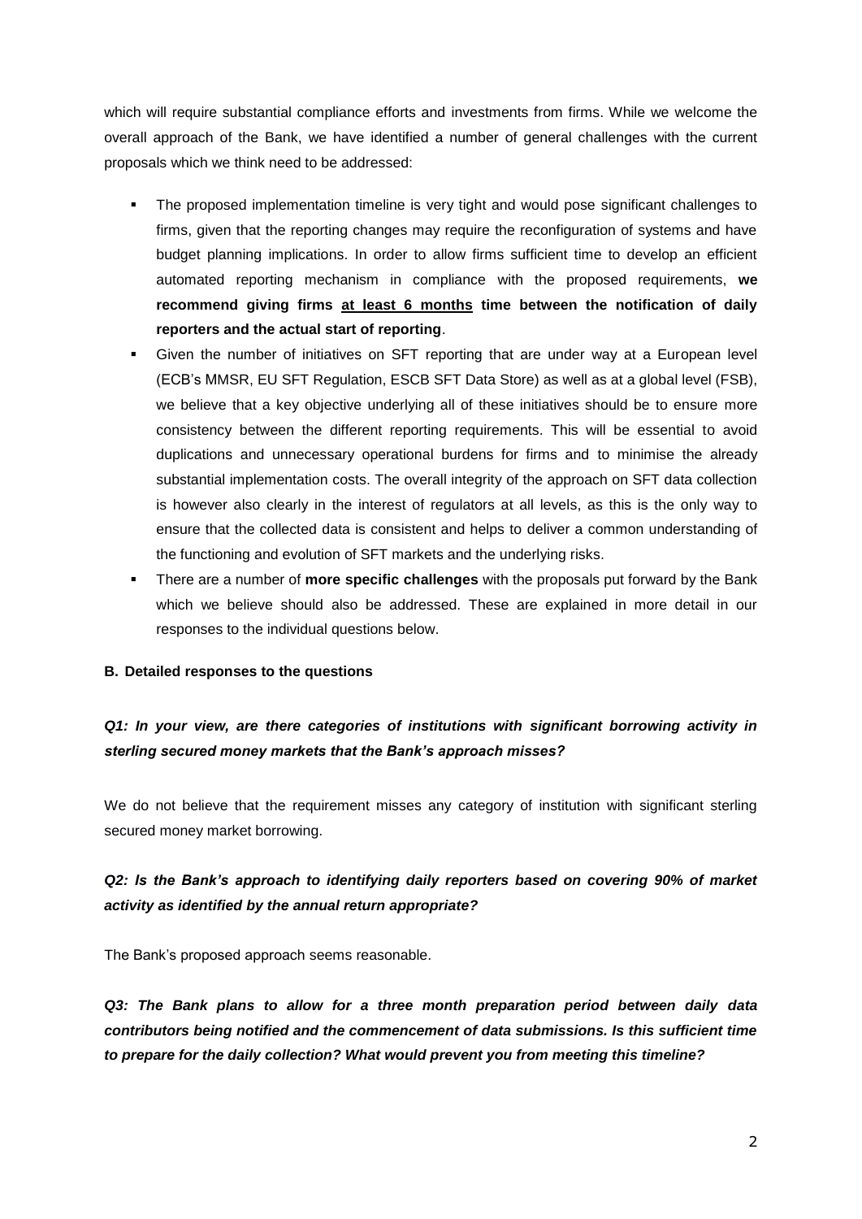which will require substantial compliance efforts and investments from firms. While we welcome the overall approach of the Bank, we have identified a number of general challenges with the current proposals which we think need to be addressed:

- The proposed implementation timeline is very tight and would pose significant challenges to firms, given that the reporting changes may require the reconfiguration of systems and have budget planning implications. In order to allow firms sufficient time to develop an efficient automated reporting mechanism in compliance with the proposed requirements, **we recommend giving firms <u>at least 6 months</u> time between the notification of daily reporters and the actual start of reporting**.
- Given the number of initiatives on SFT reporting that are under way at a European level (ECB's MMSR, EU SFT Regulation, ESCB SFT Data Store) as well as at a global level (FSB), we believe that a key objective underlying all of these initiatives should be to ensure more consistency between the different reporting requirements. This will be essential to avoid duplications and unnecessary operational burdens for firms and to minimise the already substantial implementation costs. The overall integrity of the approach on SFT data collection is however also clearly in the interest of regulators at all levels, as this is the only way to ensure that the collected data is consistent and helps to deliver a common understanding of the functioning and evolution of SFT markets and the underlying risks.
- There are a number of **more specific challenges** with the proposals put forward by the Bank which we believe should also be addressed. These are explained in more detail in our responses to the individual questions below.

**B. Detailed responses to the questions**

***Q1: In your view, are there categories of institutions with significant borrowing activity in sterling secured money markets that the Bank's approach misses?***

We do not believe that the requirement misses any category of institution with significant sterling secured money market borrowing.

***Q2: Is the Bank's approach to identifying daily reporters based on covering 90% of market activity as identified by the annual return appropriate?***

The Bank's proposed approach seems reasonable.

***Q3: The Bank plans to allow for a three month preparation period between daily data contributors being notified and the commencement of data submissions. Is this sufficient time to prepare for the daily collection? What would prevent you from meeting this timeline?***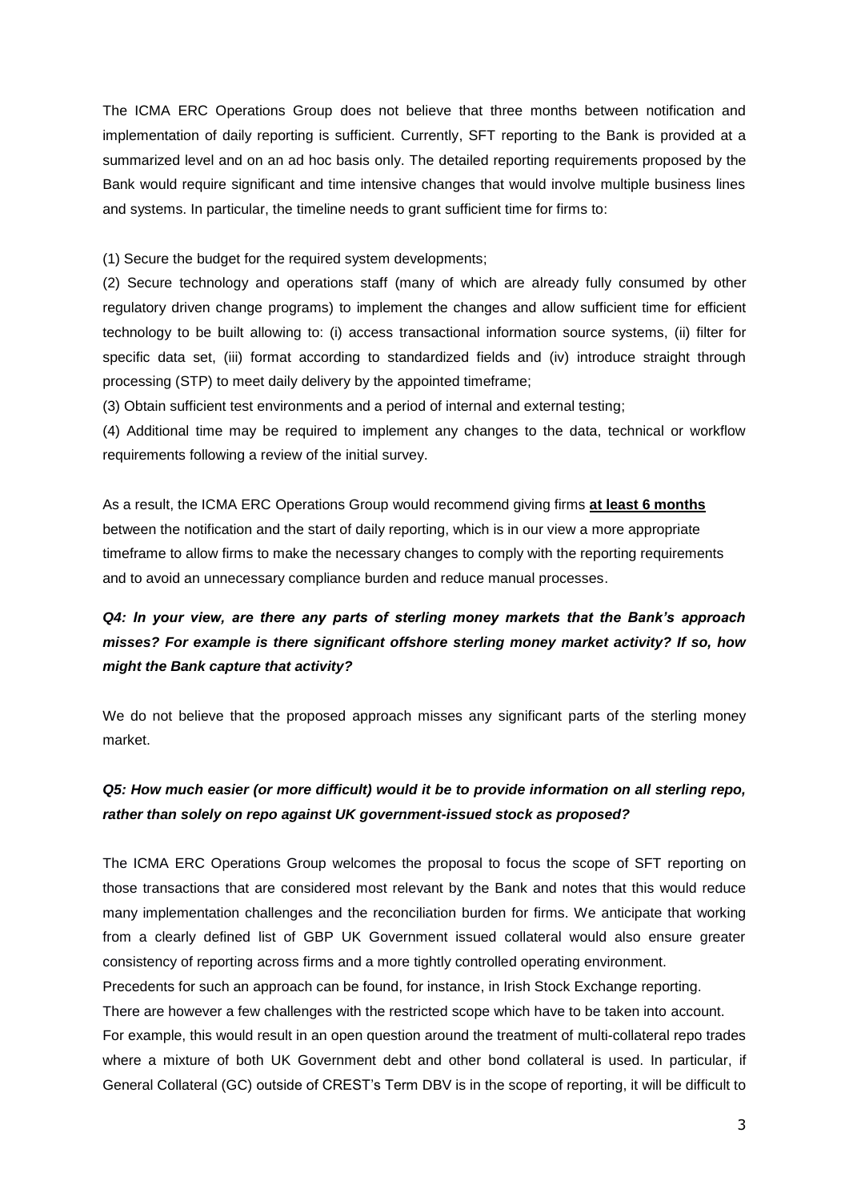The ICMA ERC Operations Group does not believe that three months between notification and implementation of daily reporting is sufficient. Currently, SFT reporting to the Bank is provided at a summarized level and on an ad hoc basis only. The detailed reporting requirements proposed by the Bank would require significant and time intensive changes that would involve multiple business lines and systems. In particular, the timeline needs to grant sufficient time for firms to:

(1) Secure the budget for the required system developments;

(2) Secure technology and operations staff (many of which are already fully consumed by other regulatory driven change programs) to implement the changes and allow sufficient time for efficient technology to be built allowing to: (i) access transactional information source systems, (ii) filter for specific data set, (iii) format according to standardized fields and (iv) introduce straight through processing (STP) to meet daily delivery by the appointed timeframe;

(3) Obtain sufficient test environments and a period of internal and external testing;

(4) Additional time may be required to implement any changes to the data, technical or workflow requirements following a review of the initial survey.

As a result, the ICMA ERC Operations Group would recommend giving firms **at least 6 months** between the notification and the start of daily reporting, which is in our view a more appropriate timeframe to allow firms to make the necessary changes to comply with the reporting requirements and to avoid an unnecessary compliance burden and reduce manual processes.

***Q4: In your view, are there any parts of sterling money markets that the Bank's approach misses? For example is there significant offshore sterling money market activity? If so, how might the Bank capture that activity?***

We do not believe that the proposed approach misses any significant parts of the sterling money market.

***Q5: How much easier (or more difficult) would it be to provide information on all sterling repo, rather than solely on repo against UK government-issued stock as proposed?***

The ICMA ERC Operations Group welcomes the proposal to focus the scope of SFT reporting on those transactions that are considered most relevant by the Bank and notes that this would reduce many implementation challenges and the reconciliation burden for firms. We anticipate that working from a clearly defined list of GBP UK Government issued collateral would also ensure greater consistency of reporting across firms and a more tightly controlled operating environment.

Precedents for such an approach can be found, for instance, in Irish Stock Exchange reporting.

There are however a few challenges with the restricted scope which have to be taken into account.

For example, this would result in an open question around the treatment of multi-collateral repo trades where a mixture of both UK Government debt and other bond collateral is used. In particular, if General Collateral (GC) outside of CREST's Term DBV is in the scope of reporting, it will be difficult to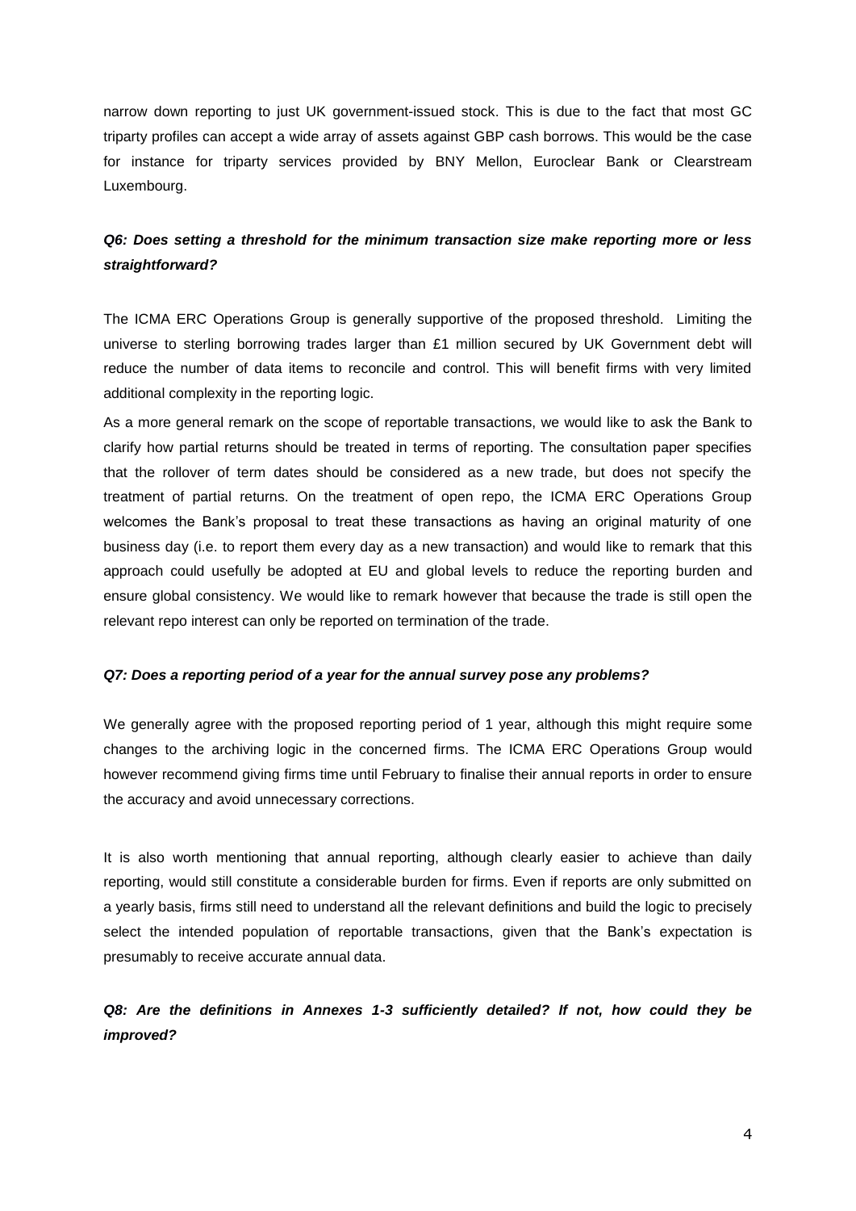narrow down reporting to just UK government-issued stock. This is due to the fact that most GC triparty profiles can accept a wide array of assets against GBP cash borrows. This would be the case for instance for triparty services provided by BNY Mellon, Euroclear Bank or Clearstream Luxembourg.

***Q6: Does setting a threshold for the minimum transaction size make reporting more or less straightforward?***

The ICMA ERC Operations Group is generally supportive of the proposed threshold. Limiting the universe to sterling borrowing trades larger than £1 million secured by UK Government debt will reduce the number of data items to reconcile and control. This will benefit firms with very limited additional complexity in the reporting logic.

As a more general remark on the scope of reportable transactions, we would like to ask the Bank to clarify how partial returns should be treated in terms of reporting. The consultation paper specifies that the rollover of term dates should be considered as a new trade, but does not specify the treatment of partial returns. On the treatment of open repo, the ICMA ERC Operations Group welcomes the Bank's proposal to treat these transactions as having an original maturity of one business day (i.e. to report them every day as a new transaction) and would like to remark that this approach could usefully be adopted at EU and global levels to reduce the reporting burden and ensure global consistency. We would like to remark however that because the trade is still open the relevant repo interest can only be reported on termination of the trade.

***Q7: Does a reporting period of a year for the annual survey pose any problems?***

We generally agree with the proposed reporting period of 1 year, although this might require some changes to the archiving logic in the concerned firms. The ICMA ERC Operations Group would however recommend giving firms time until February to finalise their annual reports in order to ensure the accuracy and avoid unnecessary corrections.

It is also worth mentioning that annual reporting, although clearly easier to achieve than daily reporting, would still constitute a considerable burden for firms. Even if reports are only submitted on a yearly basis, firms still need to understand all the relevant definitions and build the logic to precisely select the intended population of reportable transactions, given that the Bank's expectation is presumably to receive accurate annual data.

***Q8: Are the definitions in Annexes 1-3 sufficiently detailed? If not, how could they be improved?***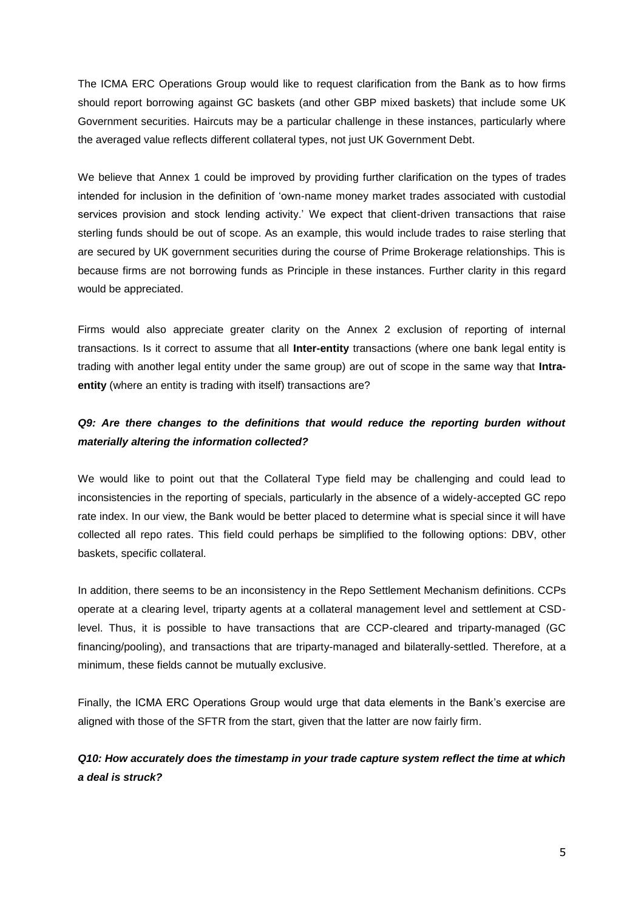The ICMA ERC Operations Group would like to request clarification from the Bank as to how firms should report borrowing against GC baskets (and other GBP mixed baskets) that include some UK Government securities. Haircuts may be a particular challenge in these instances, particularly where the averaged value reflects different collateral types, not just UK Government Debt.

We believe that Annex 1 could be improved by providing further clarification on the types of trades intended for inclusion in the definition of 'own-name money market trades associated with custodial services provision and stock lending activity.' We expect that client-driven transactions that raise sterling funds should be out of scope. As an example, this would include trades to raise sterling that are secured by UK government securities during the course of Prime Brokerage relationships. This is because firms are not borrowing funds as Principle in these instances. Further clarity in this regard would be appreciated.

Firms would also appreciate greater clarity on the Annex 2 exclusion of reporting of internal transactions. Is it correct to assume that all **Inter-entity** transactions (where one bank legal entity is trading with another legal entity under the same group) are out of scope in the same way that **Intra-entity** (where an entity is trading with itself) transactions are?

***Q9: Are there changes to the definitions that would reduce the reporting burden without materially altering the information collected?***

We would like to point out that the Collateral Type field may be challenging and could lead to inconsistencies in the reporting of specials, particularly in the absence of a widely-accepted GC repo rate index. In our view, the Bank would be better placed to determine what is special since it will have collected all repo rates. This field could perhaps be simplified to the following options: DBV, other baskets, specific collateral.

In addition, there seems to be an inconsistency in the Repo Settlement Mechanism definitions. CCPs operate at a clearing level, triparty agents at a collateral management level and settlement at CSD-level. Thus, it is possible to have transactions that are CCP-cleared and triparty-managed (GC financing/pooling), and transactions that are triparty-managed and bilaterally-settled. Therefore, at a minimum, these fields cannot be mutually exclusive.

Finally, the ICMA ERC Operations Group would urge that data elements in the Bank's exercise are aligned with those of the SFTR from the start, given that the latter are now fairly firm.

***Q10: How accurately does the timestamp in your trade capture system reflect the time at which a deal is struck?***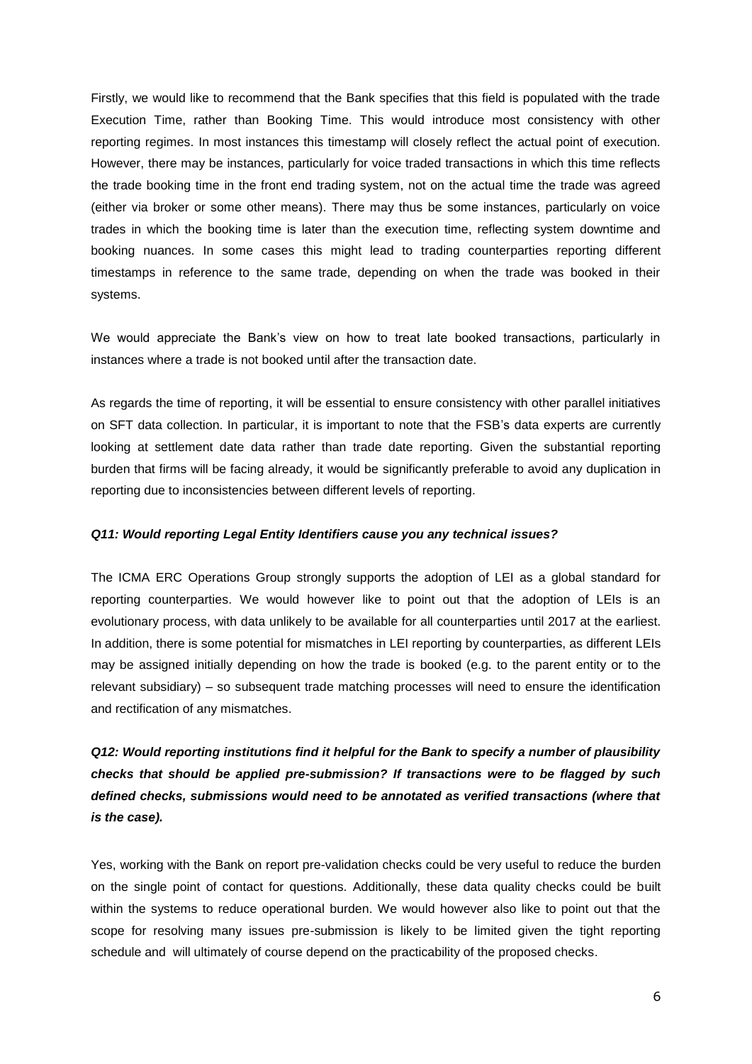Firstly, we would like to recommend that the Bank specifies that this field is populated with the trade Execution Time, rather than Booking Time. This would introduce most consistency with other reporting regimes. In most instances this timestamp will closely reflect the actual point of execution. However, there may be instances, particularly for voice traded transactions in which this time reflects the trade booking time in the front end trading system, not on the actual time the trade was agreed (either via broker or some other means). There may thus be some instances, particularly on voice trades in which the booking time is later than the execution time, reflecting system downtime and booking nuances. In some cases this might lead to trading counterparties reporting different timestamps in reference to the same trade, depending on when the trade was booked in their systems.

We would appreciate the Bank's view on how to treat late booked transactions, particularly in instances where a trade is not booked until after the transaction date.

As regards the time of reporting, it will be essential to ensure consistency with other parallel initiatives on SFT data collection. In particular, it is important to note that the FSB's data experts are currently looking at settlement date data rather than trade date reporting. Given the substantial reporting burden that firms will be facing already, it would be significantly preferable to avoid any duplication in reporting due to inconsistencies between different levels of reporting.

***Q11: Would reporting Legal Entity Identifiers cause you any technical issues?***

The ICMA ERC Operations Group strongly supports the adoption of LEI as a global standard for reporting counterparties. We would however like to point out that the adoption of LEIs is an evolutionary process, with data unlikely to be available for all counterparties until 2017 at the earliest. In addition, there is some potential for mismatches in LEI reporting by counterparties, as different LEIs may be assigned initially depending on how the trade is booked (e.g. to the parent entity or to the relevant subsidiary) – so subsequent trade matching processes will need to ensure the identification and rectification of any mismatches.

***Q12: Would reporting institutions find it helpful for the Bank to specify a number of plausibility checks that should be applied pre-submission? If transactions were to be flagged by such defined checks, submissions would need to be annotated as verified transactions (where that is the case).***

Yes, working with the Bank on report pre-validation checks could be very useful to reduce the burden on the single point of contact for questions. Additionally, these data quality checks could be built within the systems to reduce operational burden. We would however also like to point out that the scope for resolving many issues pre-submission is likely to be limited given the tight reporting schedule and will ultimately of course depend on the practicability of the proposed checks.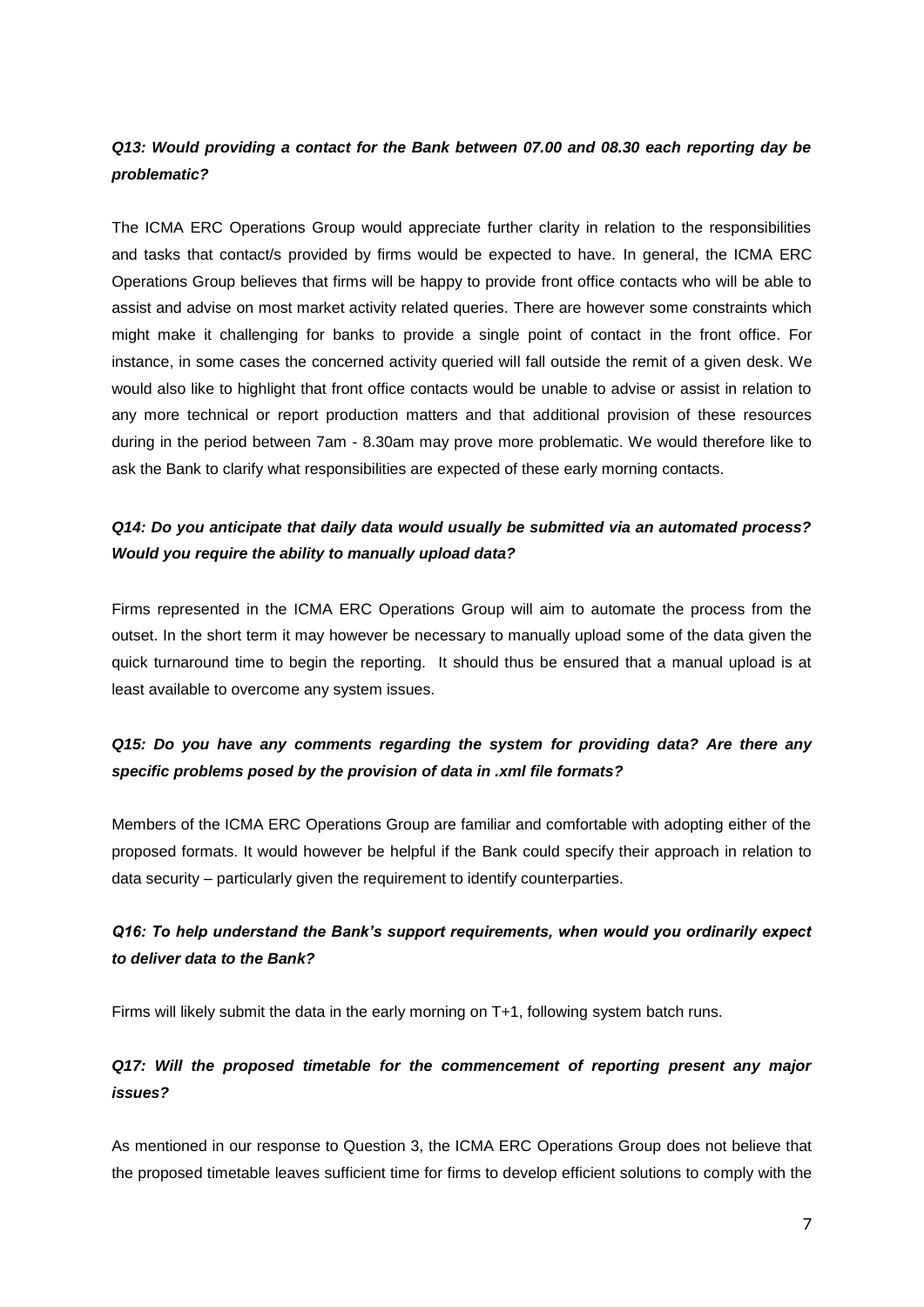***Q13: Would providing a contact for the Bank between 07.00 and 08.30 each reporting day be problematic?***

The ICMA ERC Operations Group would appreciate further clarity in relation to the responsibilities and tasks that contact/s provided by firms would be expected to have. In general, the ICMA ERC Operations Group believes that firms will be happy to provide front office contacts who will be able to assist and advise on most market activity related queries. There are however some constraints which might make it challenging for banks to provide a single point of contact in the front office. For instance, in some cases the concerned activity queried will fall outside the remit of a given desk. We would also like to highlight that front office contacts would be unable to advise or assist in relation to any more technical or report production matters and that additional provision of these resources during in the period between 7am - 8.30am may prove more problematic. We would therefore like to ask the Bank to clarify what responsibilities are expected of these early morning contacts.

***Q14: Do you anticipate that daily data would usually be submitted via an automated process? Would you require the ability to manually upload data?***

Firms represented in the ICMA ERC Operations Group will aim to automate the process from the outset. In the short term it may however be necessary to manually upload some of the data given the quick turnaround time to begin the reporting. It should thus be ensured that a manual upload is at least available to overcome any system issues.

***Q15: Do you have any comments regarding the system for providing data? Are there any specific problems posed by the provision of data in .xml file formats?***

Members of the ICMA ERC Operations Group are familiar and comfortable with adopting either of the proposed formats. It would however be helpful if the Bank could specify their approach in relation to data security – particularly given the requirement to identify counterparties.

***Q16: To help understand the Bank's support requirements, when would you ordinarily expect to deliver data to the Bank?***

Firms will likely submit the data in the early morning on T+1, following system batch runs.

***Q17: Will the proposed timetable for the commencement of reporting present any major issues?***

As mentioned in our response to Question 3, the ICMA ERC Operations Group does not believe that the proposed timetable leaves sufficient time for firms to develop efficient solutions to comply with the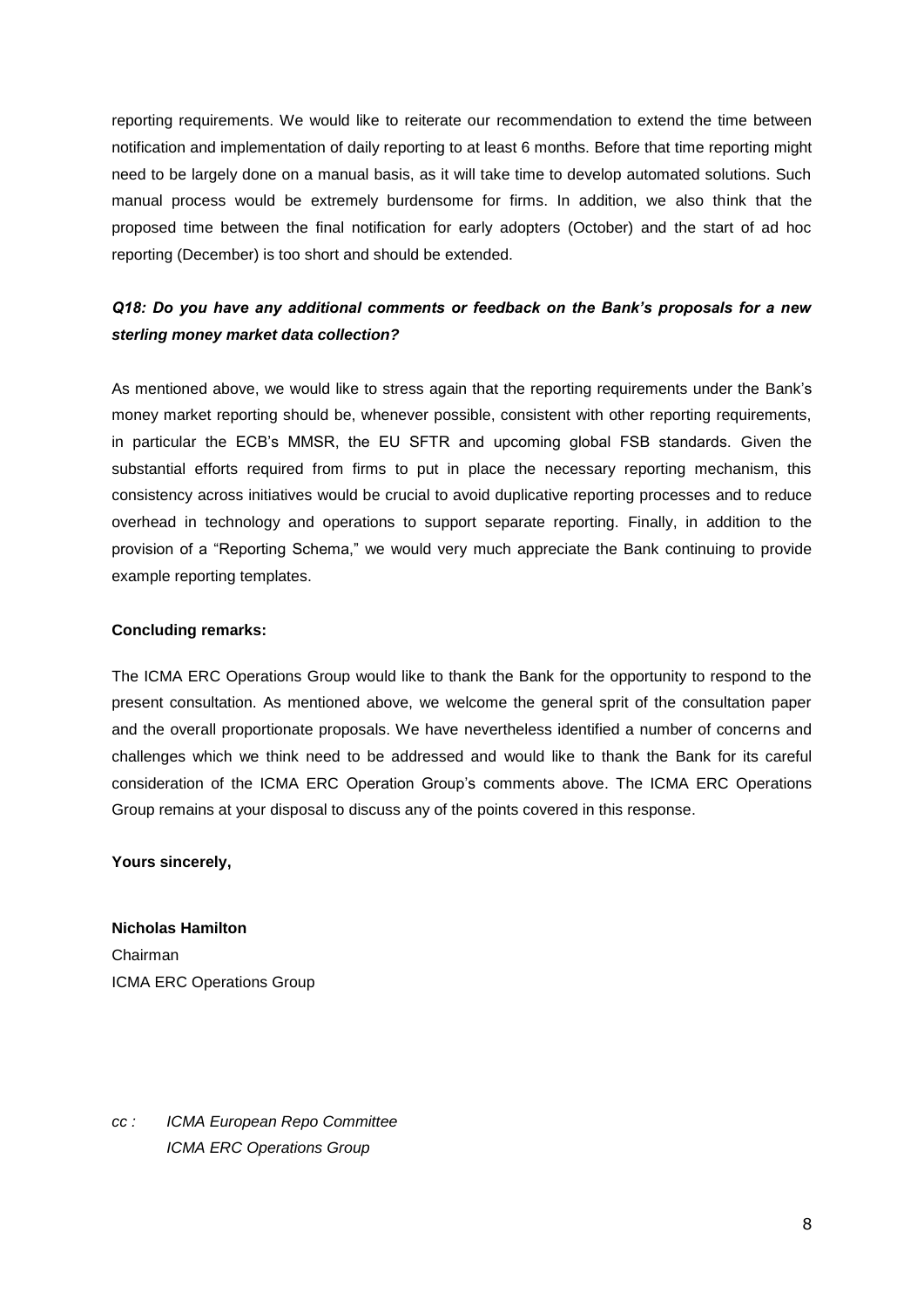reporting requirements. We would like to reiterate our recommendation to extend the time between notification and implementation of daily reporting to at least 6 months. Before that time reporting might need to be largely done on a manual basis, as it will take time to develop automated solutions. Such manual process would be extremely burdensome for firms. In addition, we also think that the proposed time between the final notification for early adopters (October) and the start of ad hoc reporting (December) is too short and should be extended.

***Q18: Do you have any additional comments or feedback on the Bank's proposals for a new sterling money market data collection?***

As mentioned above, we would like to stress again that the reporting requirements under the Bank's money market reporting should be, whenever possible, consistent with other reporting requirements, in particular the ECB's MMSR, the EU SFTR and upcoming global FSB standards. Given the substantial efforts required from firms to put in place the necessary reporting mechanism, this consistency across initiatives would be crucial to avoid duplicative reporting processes and to reduce overhead in technology and operations to support separate reporting. Finally, in addition to the provision of a "Reporting Schema," we would very much appreciate the Bank continuing to provide example reporting templates.

**Concluding remarks:**

The ICMA ERC Operations Group would like to thank the Bank for the opportunity to respond to the present consultation. As mentioned above, we welcome the general sprit of the consultation paper and the overall proportionate proposals. We have nevertheless identified a number of concerns and challenges which we think need to be addressed and would like to thank the Bank for its careful consideration of the ICMA ERC Operation Group's comments above. The ICMA ERC Operations Group remains at your disposal to discuss any of the points covered in this response.

**Yours sincerely,**

**Nicholas Hamilton**
Chairman
ICMA ERC Operations Group

*cc : ICMA European Repo Committee*
*ICMA ERC Operations Group*